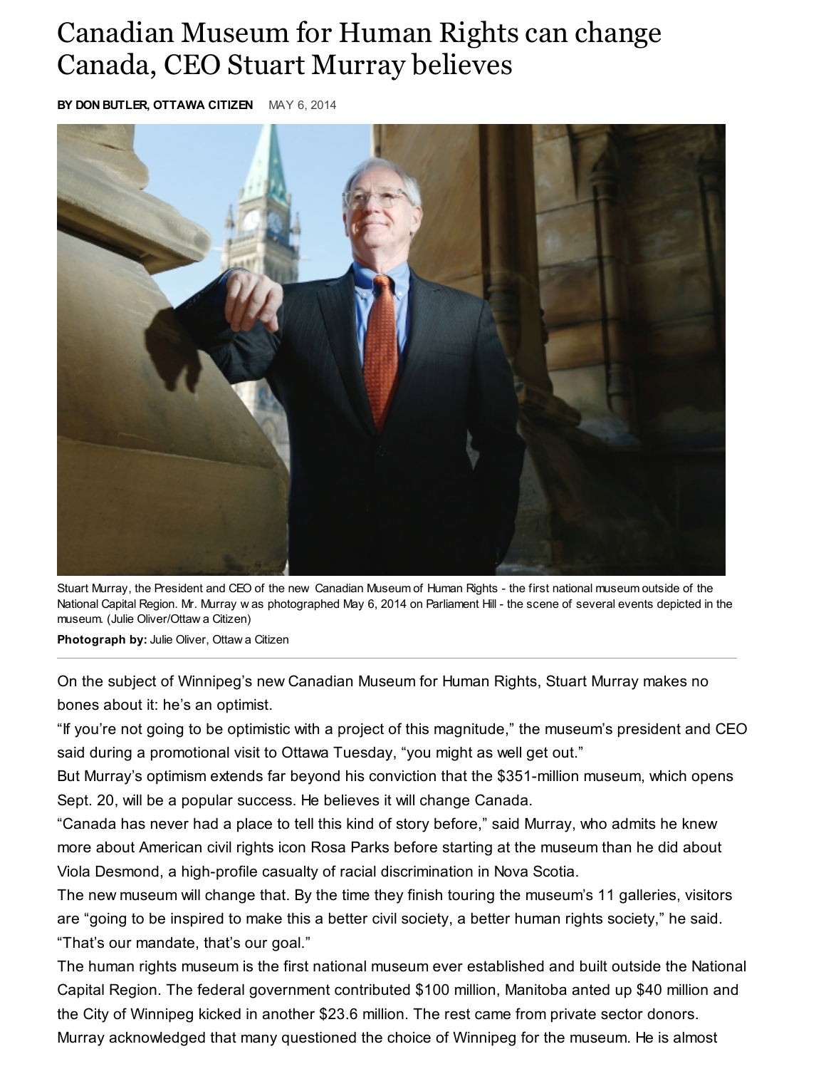# Canadian Museum for Human Rights can change Canada, CEO Stuart Murray believes

**BY DON BUTLER, OTTAWA CITIZEN** MAY 6, 2014

Stuart Murray, the President and CEO of the new Canadian Museum of Human Rights - the first national museum outside of the National Capital Region. Mr. Murray was photographed May 6, 2014 on Parliament Hill - the scene of several events depicted in the museum. (Julie Oliver/Ottawa Citizen)

**Photograph by:** Julie Oliver, Ottawa Citizen

On the subject of Winnipeg's new Canadian Museum for Human Rights, Stuart Murray makes no bones about it: he's an optimist.

"If you're not going to be optimistic with a project of this magnitude," the museum's president and CEO said during a promotional visit to Ottawa Tuesday, "you might as well get out."

But Murray's optimism extends far beyond his conviction that the $351-million museum, which opens Sept. 20, will be a popular success. He believes it will change Canada.

"Canada has never had a place to tell this kind of story before," said Murray, who admits he knew more about American civil rights icon Rosa Parks before starting at the museum than he did about Viola Desmond, a high-profile casualty of racial discrimination in Nova Scotia.

The new museum will change that. By the time they finish touring the museum's 11 galleries, visitors are "going to be inspired to make this a better civil society, a better human rights society," he said. "That's our mandate, that's our goal."

The human rights museum is the first national museum ever established and built outside the National Capital Region. The federal government contributed $100 million, Manitoba anted up $40 million and the City of Winnipeg kicked in another $23.6 million. The rest came from private sector donors.

Murray acknowledged that many questioned the choice of Winnipeg for the museum. He is almost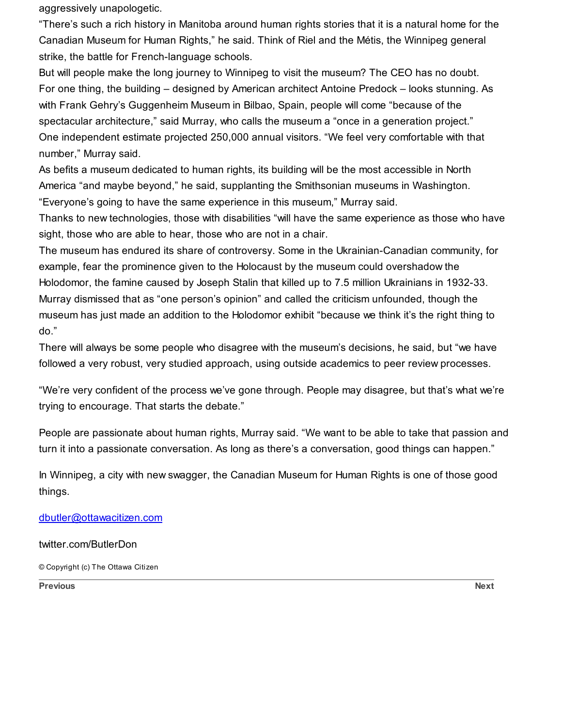aggressively unapologetic.

"There's such a rich history in Manitoba around human rights stories that it is a natural home for the Canadian Museum for Human Rights," he said. Think of Riel and the Métis, the Winnipeg general strike, the battle for French-language schools.

But will people make the long journey to Winnipeg to visit the museum? The CEO has no doubt.

For one thing, the building – designed by American architect Antoine Predock – looks stunning. As with Frank Gehry's Guggenheim Museum in Bilbao, Spain, people will come "because of the spectacular architecture," said Murray, who calls the museum a "once in a generation project."

One independent estimate projected 250,000 annual visitors. "We feel very comfortable with that number," Murray said.

As befits a museum dedicated to human rights, its building will be the most accessible in North America "and maybe beyond," he said, supplanting the Smithsonian museums in Washington.

"Everyone's going to have the same experience in this museum," Murray said.

Thanks to new technologies, those with disabilities "will have the same experience as those who have sight, those who are able to hear, those who are not in a chair.

The museum has endured its share of controversy. Some in the Ukrainian-Canadian community, for example, fear the prominence given to the Holocaust by the museum could overshadow the Holodomor, the famine caused by Joseph Stalin that killed up to 7.5 million Ukrainians in 1932-33.

Murray dismissed that as "one person's opinion" and called the criticism unfounded, though the museum has just made an addition to the Holodomor exhibit "because we think it's the right thing to do."

There will always be some people who disagree with the museum's decisions, he said, but "we have followed a very robust, very studied approach, using outside academics to peer review processes.

"We're very confident of the process we've gone through. People may disagree, but that's what we're trying to encourage. That starts the debate."

People are passionate about human rights, Murray said. "We want to be able to take that passion and turn it into a passionate conversation. As long as there's a conversation, good things can happen."

In Winnipeg, a city with new swagger, the Canadian Museum for Human Rights is one of those good things.

dbutler@ottawacitizen.com

twitter.com/ButlerDon

© Copyright (c) The Ottawa Citizen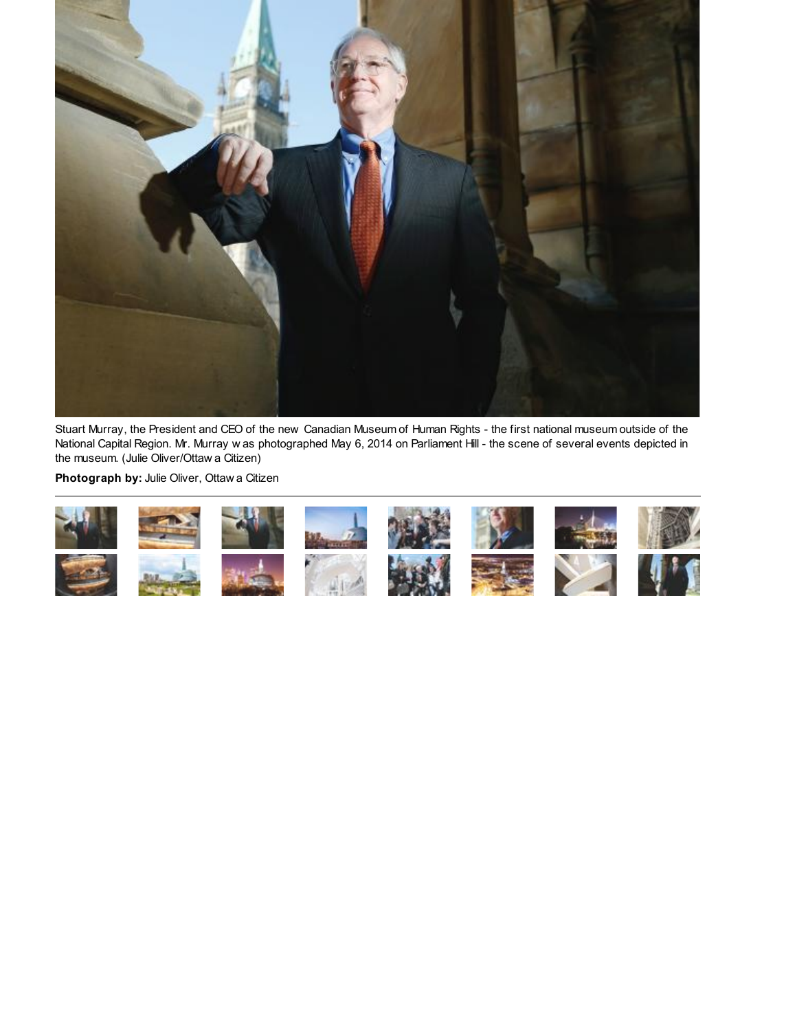Stuart Murray, the President and CEO of the new Canadian Museum of Human Rights - the first national museum outside of the National Capital Region. Mr. Murray was photographed May 6, 2014 on Parliament Hill - the scene of several events depicted in the museum. (Julie Oliver/Ottawa Citizen)

**Photograph by:** Julie Oliver, Ottawa Citizen